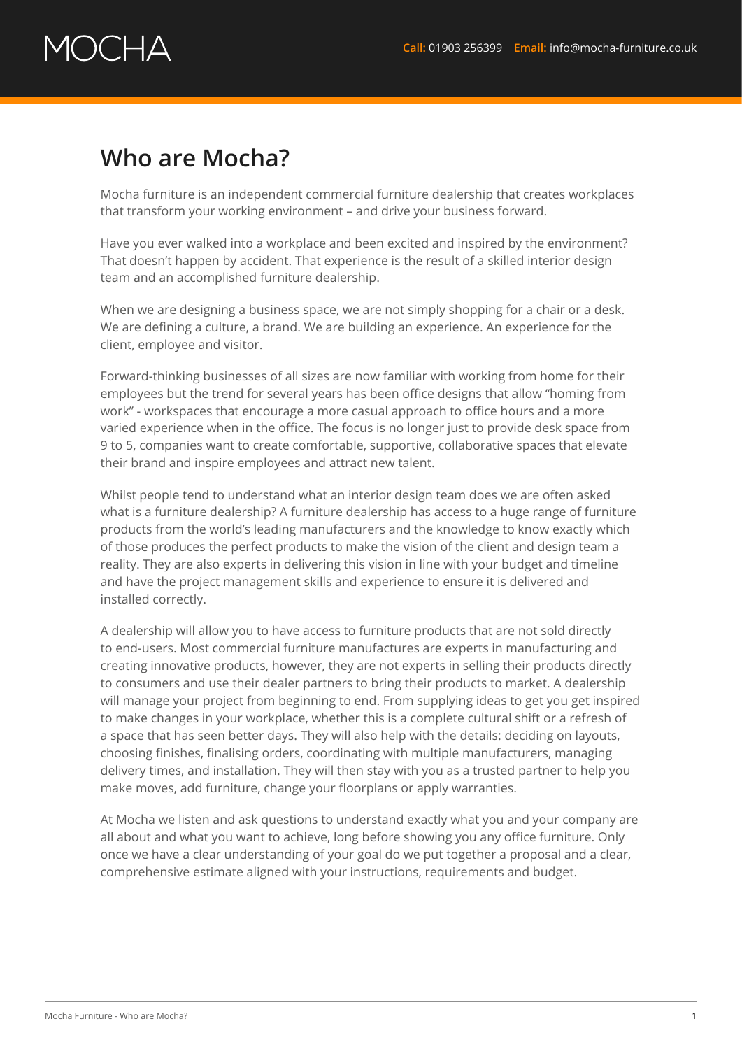MOCHA

**Call:** 01903 256399 **Email:** info@mocha-furniture.co.uk

## Who are Mocha?

Mocha furniture is an independent commercial furniture dealership that creates workplaces that transform your working environment – and drive your business forward.

Have you ever walked into a workplace and been excited and inspired by the environment? That doesn't happen by accident. That experience is the result of a skilled interior design team and an accomplished furniture dealership.

When we are designing a business space, we are not simply shopping for a chair or a desk. We are defining a culture, a brand. We are building an experience. An experience for the client, employee and visitor.

Forward-thinking businesses of all sizes are now familiar with working from home for their employees but the trend for several years has been office designs that allow "homing from work" - workspaces that encourage a more casual approach to office hours and a more varied experience when in the office. The focus is no longer just to provide desk space from 9 to 5, companies want to create comfortable, supportive, collaborative spaces that elevate their brand and inspire employees and attract new talent.

Whilst people tend to understand what an interior design team does we are often asked what is a furniture dealership? A furniture dealership has access to a huge range of furniture products from the world's leading manufacturers and the knowledge to know exactly which of those produces the perfect products to make the vision of the client and design team a reality. They are also experts in delivering this vision in line with your budget and timeline and have the project management skills and experience to ensure it is delivered and installed correctly.

A dealership will allow you to have access to furniture products that are not sold directly to end-users. Most commercial furniture manufactures are experts in manufacturing and creating innovative products, however, they are not experts in selling their products directly to consumers and use their dealer partners to bring their products to market. A dealership will manage your project from beginning to end. From supplying ideas to get you get inspired to make changes in your workplace, whether this is a complete cultural shift or a refresh of a space that has seen better days. They will also help with the details: deciding on layouts, choosing finishes, finalising orders, coordinating with multiple manufacturers, managing delivery times, and installation. They will then stay with you as a trusted partner to help you make moves, add furniture, change your floorplans or apply warranties.

At Mocha we listen and ask questions to understand exactly what you and your company are all about and what you want to achieve, long before showing you any office furniture. Only once we have a clear understanding of your goal do we put together a proposal and a clear, comprehensive estimate aligned with your instructions, requirements and budget.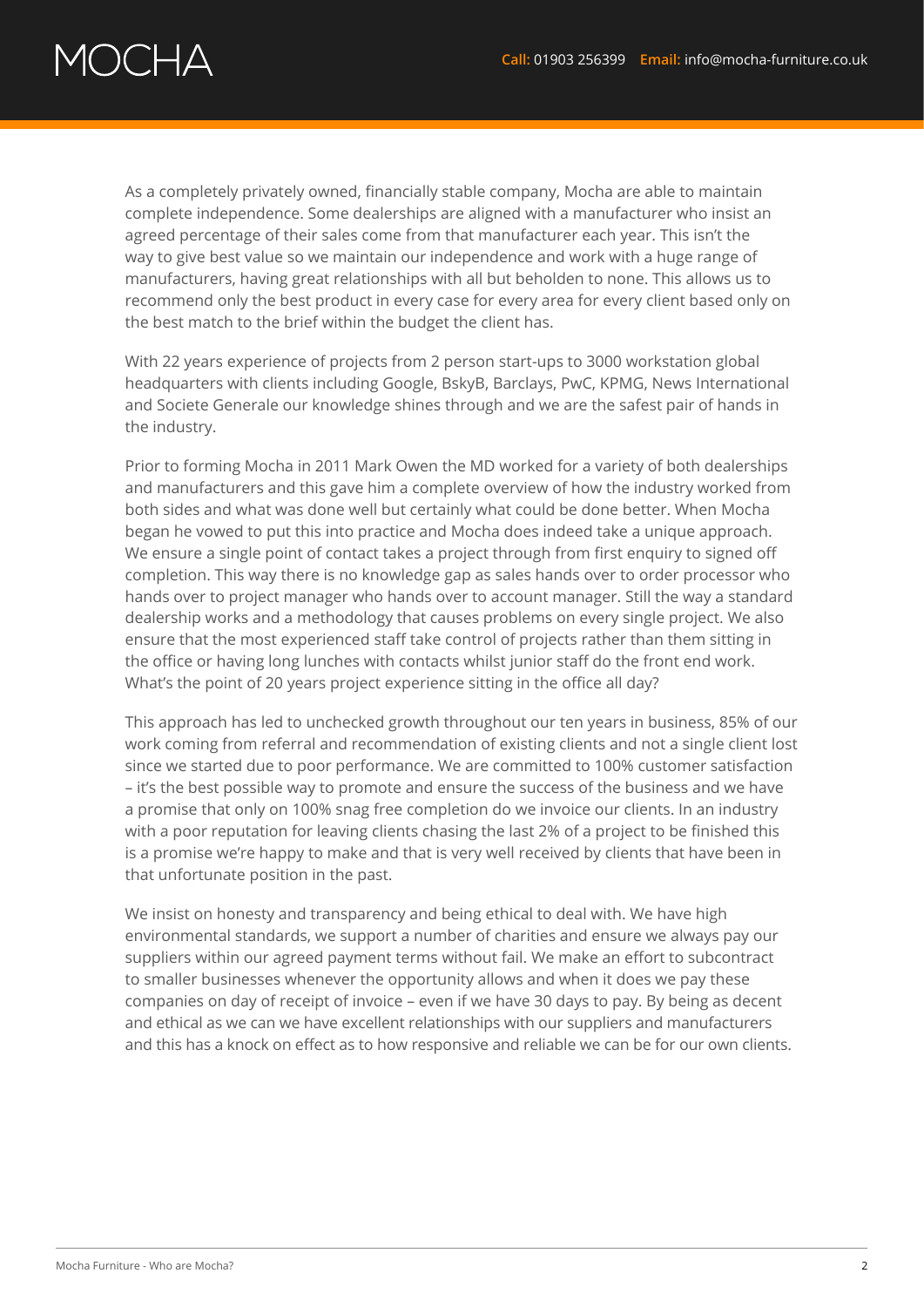As a completely privately owned, financially stable company, Mocha are able to maintain complete independence. Some dealerships are aligned with a manufacturer who insist an agreed percentage of their sales come from that manufacturer each year. This isn't the way to give best value so we maintain our independence and work with a huge range of manufacturers, having great relationships with all but beholden to none. This allows us to recommend only the best product in every case for every area for every client based only on the best match to the brief within the budget the client has.

With 22 years experience of projects from 2 person start-ups to 3000 workstation global headquarters with clients including Google, BskyB, Barclays, PwC, KPMG, News International and Societe Generale our knowledge shines through and we are the safest pair of hands in the industry.

Prior to forming Mocha in 2011 Mark Owen the MD worked for a variety of both dealerships and manufacturers and this gave him a complete overview of how the industry worked from both sides and what was done well but certainly what could be done better. When Mocha began he vowed to put this into practice and Mocha does indeed take a unique approach. We ensure a single point of contact takes a project through from first enquiry to signed off completion. This way there is no knowledge gap as sales hands over to order processor who hands over to project manager who hands over to account manager. Still the way a standard dealership works and a methodology that causes problems on every single project. We also ensure that the most experienced staff take control of projects rather than them sitting in the office or having long lunches with contacts whilst junior staff do the front end work. What's the point of 20 years project experience sitting in the office all day?

This approach has led to unchecked growth throughout our ten years in business, 85% of our work coming from referral and recommendation of existing clients and not a single client lost since we started due to poor performance. We are committed to 100% customer satisfaction – it's the best possible way to promote and ensure the success of the business and we have a promise that only on 100% snag free completion do we invoice our clients. In an industry with a poor reputation for leaving clients chasing the last 2% of a project to be finished this is a promise we're happy to make and that is very well received by clients that have been in that unfortunate position in the past.

We insist on honesty and transparency and being ethical to deal with. We have high environmental standards, we support a number of charities and ensure we always pay our suppliers within our agreed payment terms without fail. We make an effort to subcontract to smaller businesses whenever the opportunity allows and when it does we pay these companies on day of receipt of invoice – even if we have 30 days to pay. By being as decent and ethical as we can we have excellent relationships with our suppliers and manufacturers and this has a knock on effect as to how responsive and reliable we can be for our own clients.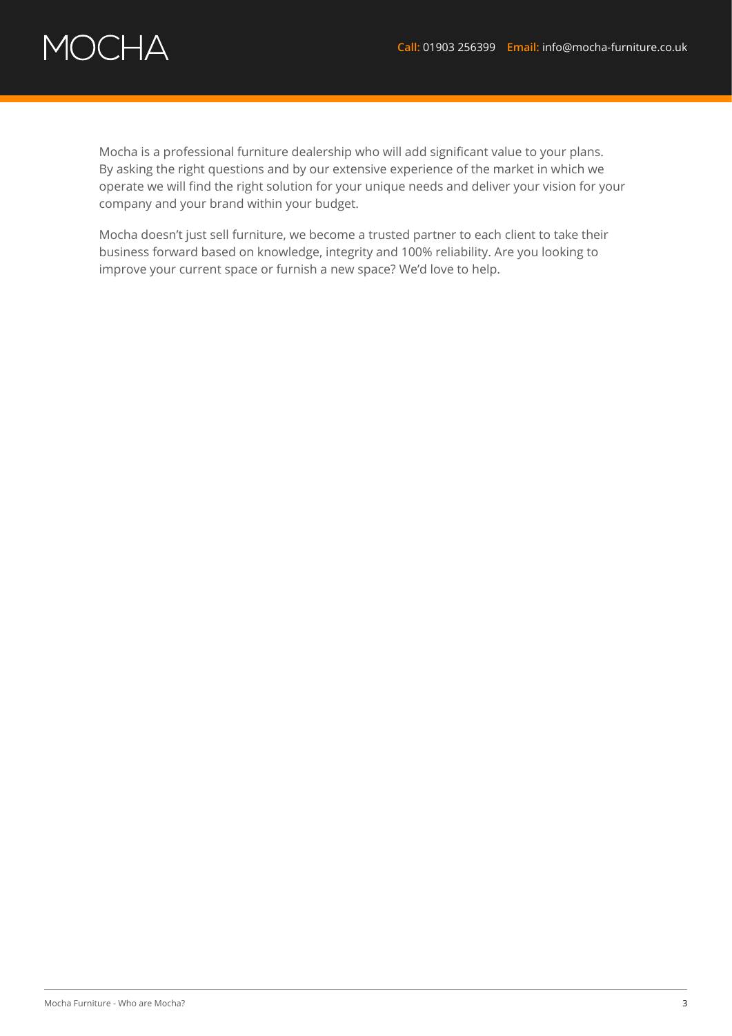Mocha is a professional furniture dealership who will add significant value to your plans. By asking the right questions and by our extensive experience of the market in which we operate we will find the right solution for your unique needs and deliver your vision for your company and your brand within your budget.

Mocha doesn't just sell furniture, we become a trusted partner to each client to take their business forward based on knowledge, integrity and 100% reliability. Are you looking to improve your current space or furnish a new space? We'd love to help.